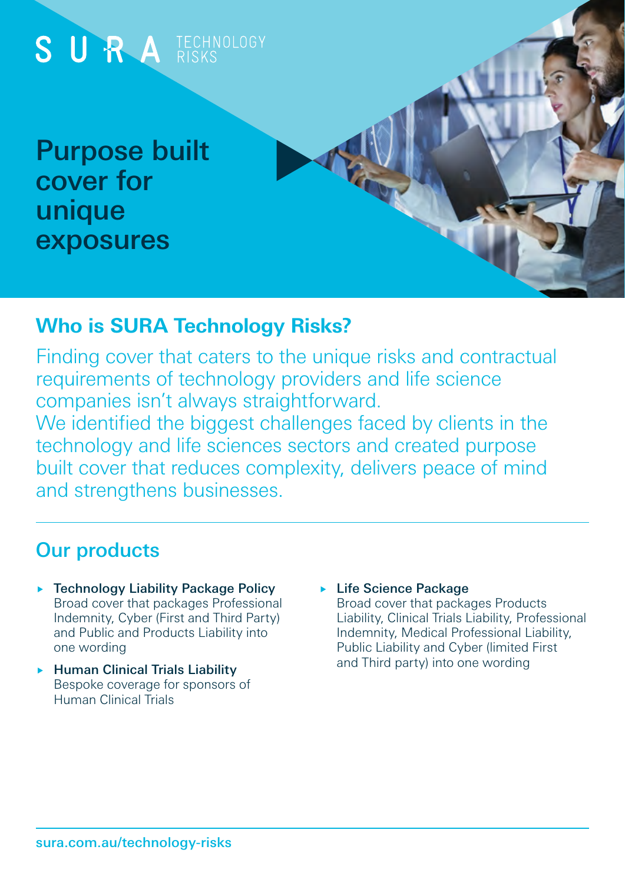SURA TECHNOLOGY RISKS

# Purpose built cover for unique exposures

## Who is SURA Technology Risks?

Finding cover that caters to the unique risks and contractual requirements of technology providers and life science companies isn't always straightforward.

We identified the biggest challenges faced by clients in the technology and life sciences sectors and created purpose built cover that reduces complexity, delivers peace of mind and strengthens businesses.

## Our products

- **Technology Liability Package Policy**
  Broad cover that packages Professional Indemnity, Cyber (First and Third Party) and Public and Products Liability into one wording
- **Human Clinical Trials Liability**
  Bespoke coverage for sponsors of Human Clinical Trials
- **Life Science Package**
  Broad cover that packages Products Liability, Clinical Trials Liability, Professional Indemnity, Medical Professional Liability, Public Liability and Cyber (limited First and Third party) into one wording

sura.com.au/technology-risks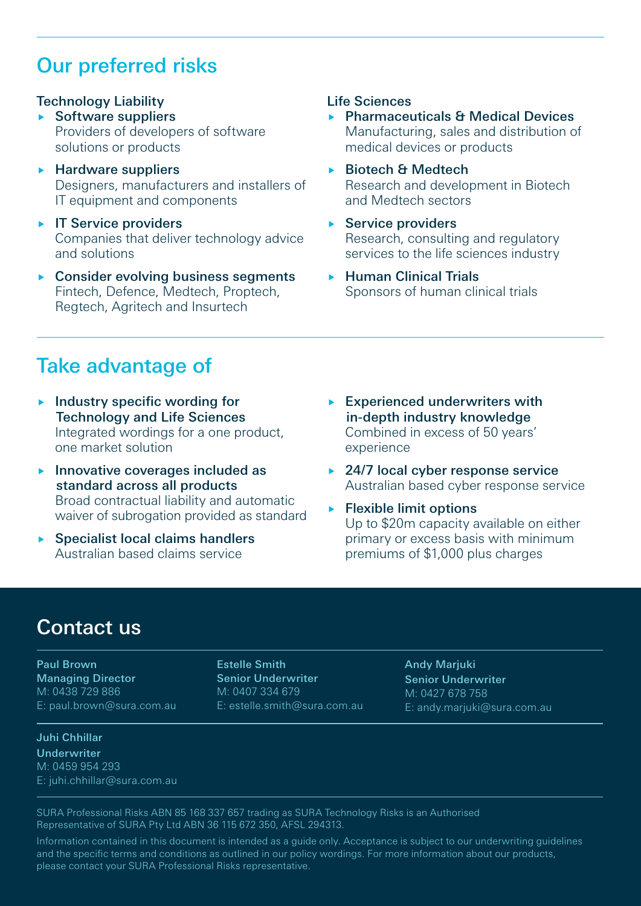## Our preferred risks

### Technology Liability

- **Software suppliers**
  Providers of developers of software solutions or products
- **Hardware suppliers**
  Designers, manufacturers and installers of IT equipment and components
- **IT Service providers**
  Companies that deliver technology advice and solutions
- **Consider evolving business segments**
  Fintech, Defence, Medtech, Proptech, Regtech, Agritech and Insurtech

### Life Sciences

- **Pharmaceuticals & Medical Devices**
  Manufacturing, sales and distribution of medical devices or products
- **Biotech & Medtech**
  Research and development in Biotech and Medtech sectors
- **Service providers**
  Research, consulting and regulatory services to the life sciences industry
- **Human Clinical Trials**
  Sponsors of human clinical trials

## Take advantage of

- **Industry specific wording for Technology and Life Sciences**
  Integrated wordings for a one product, one market solution
- **Innovative coverages included as standard across all products**
  Broad contractual liability and automatic waiver of subrogation provided as standard
- **Specialist local claims handlers**
  Australian based claims service
- **Experienced underwriters with in-depth industry knowledge**
  Combined in excess of 50 years' experience
- **24/7 local cyber response service**
  Australian based cyber response service
- **Flexible limit options**
  Up to $20m capacity available on either primary or excess basis with minimum premiums of $1,000 plus charges

## Contact us

**Paul Brown**
**Managing Director**
M: 0438 729 886
E: paul.brown@sura.com.au

**Estelle Smith**
**Senior Underwriter**
M: 0407 334 679
E: estelle.smith@sura.com.au

**Andy Marjuki**
**Senior Underwriter**
M: 0427 678 758
E: andy.marjuki@sura.com.au

**Juhi Chhillar**
**Underwriter**
M: 0459 954 293
E: juhi.chhillar@sura.com.au

SURA Professional Risks ABN 85 168 337 657 trading as SURA Technology Risks is an Authorised Representative of SURA Pty Ltd ABN 36 115 672 350, AFSL 294313.

Information contained in this document is intended as a guide only. Acceptance is subject to our underwriting guidelines and the specific terms and conditions as outlined in our policy wordings. For more information about our products, please contact your SURA Professional Risks representative.